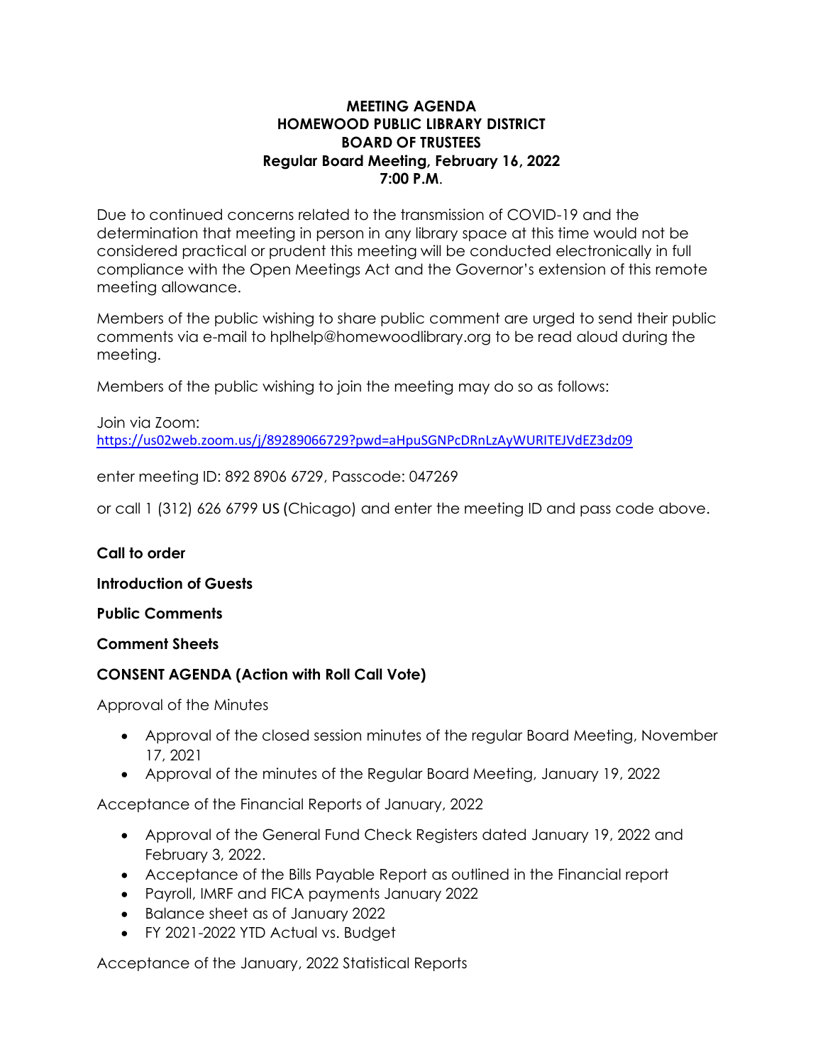**MEETING AGENDA**
**HOMEWOOD PUBLIC LIBRARY DISTRICT**
**BOARD OF TRUSTEES**
**Regular Board Meeting, February 16, 2022**
**7:00 P.M.**

Due to continued concerns related to the transmission of COVID-19 and the determination that meeting in person in any library space at this time would not be considered practical or prudent this meeting will be conducted electronically in full compliance with the Open Meetings Act and the Governor's extension of this remote meeting allowance.

Members of the public wishing to share public comment are urged to send their public comments via e-mail to hplhelp@homewoodlibrary.org to be read aloud during the meeting.

Members of the public wishing to join the meeting may do so as follows:

Join via Zoom:
https://us02web.zoom.us/j/89289066729?pwd=aHpuSGNPcDRnLzAyWURITEJVdEZ3dz09

enter meeting ID: 892 8906 6729, Passcode: 047269

or call 1 (312) 626 6799 US (Chicago) and enter the meeting ID and pass code above.

**Call to order**

**Introduction of Guests**

**Public Comments**

**Comment Sheets**

**CONSENT AGENDA (Action with Roll Call Vote)**

Approval of the Minutes

- Approval of the closed session minutes of the regular Board Meeting, November 17, 2021
- Approval of the minutes of the Regular Board Meeting, January 19, 2022

Acceptance of the Financial Reports of January, 2022

- Approval of the General Fund Check Registers dated January 19, 2022 and February 3, 2022.
- Acceptance of the Bills Payable Report as outlined in the Financial report
- Payroll, IMRF and FICA payments January 2022
- Balance sheet as of January 2022
- FY 2021-2022 YTD Actual vs. Budget

Acceptance of the January, 2022 Statistical Reports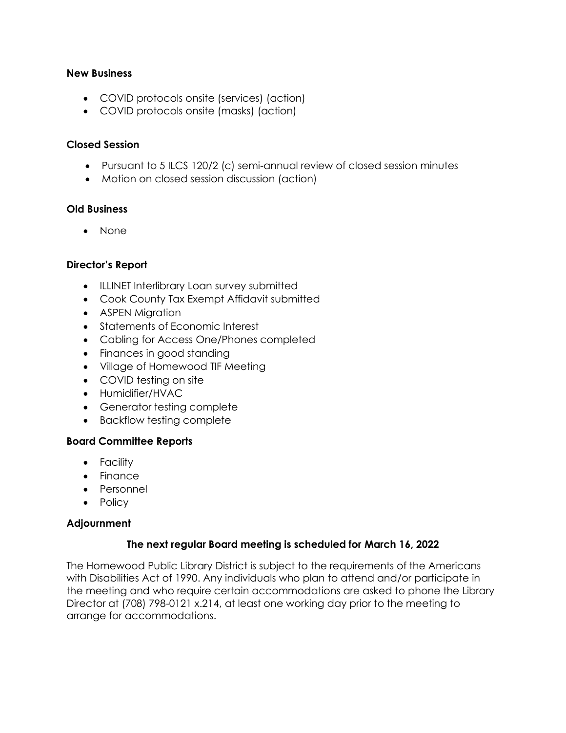**New Business**

- COVID protocols onsite (services) (action)
- COVID protocols onsite (masks) (action)

**Closed Session**

- Pursuant to 5 ILCS 120/2 (c) semi-annual review of closed session minutes
- Motion on closed session discussion (action)

**Old Business**

- None

**Director's Report**

- ILLINET Interlibrary Loan survey submitted
- Cook County Tax Exempt Affidavit submitted
- ASPEN Migration
- Statements of Economic Interest
- Cabling for Access One/Phones completed
- Finances in good standing
- Village of Homewood TIF Meeting
- COVID testing on site
- Humidifier/HVAC
- Generator testing complete
- Backflow testing complete

**Board Committee Reports**

- Facility
- Finance
- Personnel
- Policy

**Adjournment**

**The next regular Board meeting is scheduled for March 16, 2022**

The Homewood Public Library District is subject to the requirements of the Americans with Disabilities Act of 1990. Any individuals who plan to attend and/or participate in the meeting and who require certain accommodations are asked to phone the Library Director at (708) 798-0121 x.214, at least one working day prior to the meeting to arrange for accommodations.